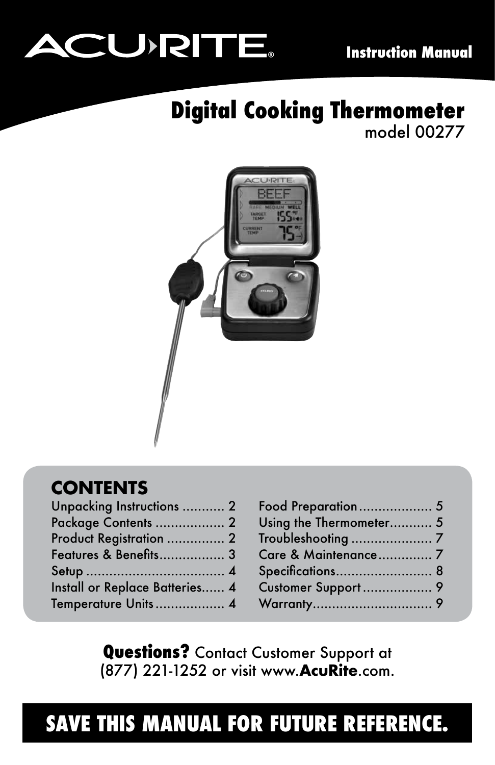ACU-RITE®

Instruction Manual

# Digital Cooking Thermometer

model 00277

## CONTENTS

| | |
|---|---|
| Unpacking Instructions | 2 |
| Package Contents | 2 |
| Product Registration | 2 |
| Features & Benefits | 3 |
| Setup | 4 |
| Install or Replace Batteries | 4 |
| Temperature Units | 4 |
| Food Preparation | 5 |
| Using the Thermometer | 5 |
| Troubleshooting | 7 |
| Care & Maintenance | 7 |
| Specifications | 8 |
| Customer Support | 9 |
| Warranty | 9 |

**Questions?** Contact Customer Support at (877) 221-1252 or visit www.**AcuRite**.com.

**SAVE THIS MANUAL FOR FUTURE REFERENCE.**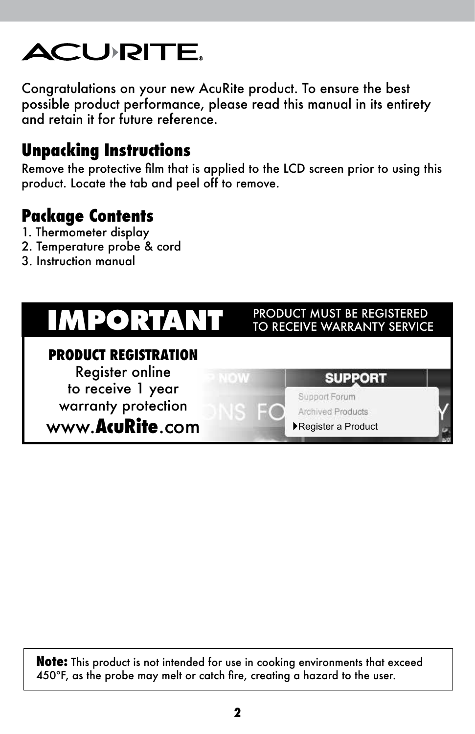# ACU-RITE

Congratulations on your new AcuRite product. To ensure the best possible product performance, please read this manual in its entirety and retain it for future reference.

## Unpacking Instructions

Remove the protective film that is applied to the LCD screen prior to using this product. Locate the tab and peel off to remove.

## Package Contents

1. Thermometer display
2. Temperature probe & cord
3. Instruction manual

**IMPORTANT** PRODUCT MUST BE REGISTERED TO RECEIVE WARRANTY SERVICE

**PRODUCT REGISTRATION**
Register online to receive 1 year warranty protection
www.**AcuRite**.com

SUPPORT
Support Forum
Archived Products
▸Register a Product

**Note:** This product is not intended for use in cooking environments that exceed 450°F, as the probe may melt or catch fire, creating a hazard to the user.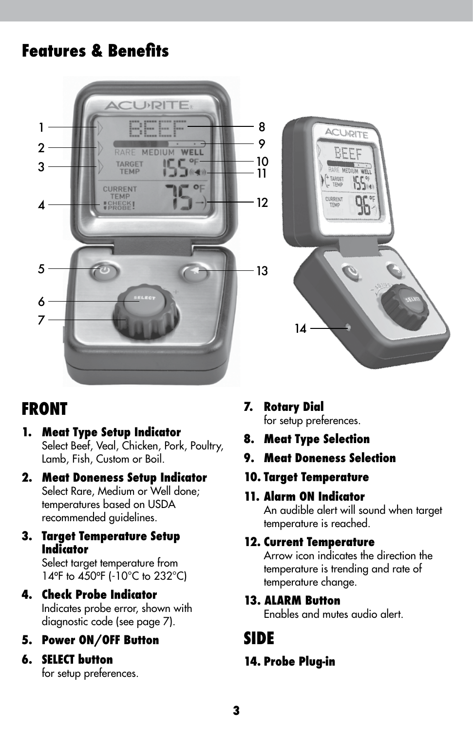# Features & Benefits

## FRONT

1. **Meat Type Setup Indicator**
   Select Beef, Veal, Chicken, Pork, Poultry, Lamb, Fish, Custom or Boil.
2. **Meat Doneness Setup Indicator**
   Select Rare, Medium or Well done; temperatures based on USDA recommended guidelines.
3. **Target Temperature Setup Indicator**
   Select target temperature from 14ºF to 450ºF (-10°C to 232°C)
4. **Check Probe Indicator**
   Indicates probe error, shown with diagnostic code (see page 7).
5. **Power ON/OFF Button**
6. **SELECT button**
   for setup preferences.
7. **Rotary Dial**
   for setup preferences.
8. **Meat Type Selection**
9. **Meat Doneness Selection**
10. **Target Temperature**
11. **Alarm ON Indicator**
    An audible alert will sound when target temperature is reached.
12. **Current Temperature**
    Arrow icon indicates the direction the temperature is trending and rate of temperature change.
13. **ALARM Button**
    Enables and mutes audio alert.

## SIDE

14. **Probe Plug-in**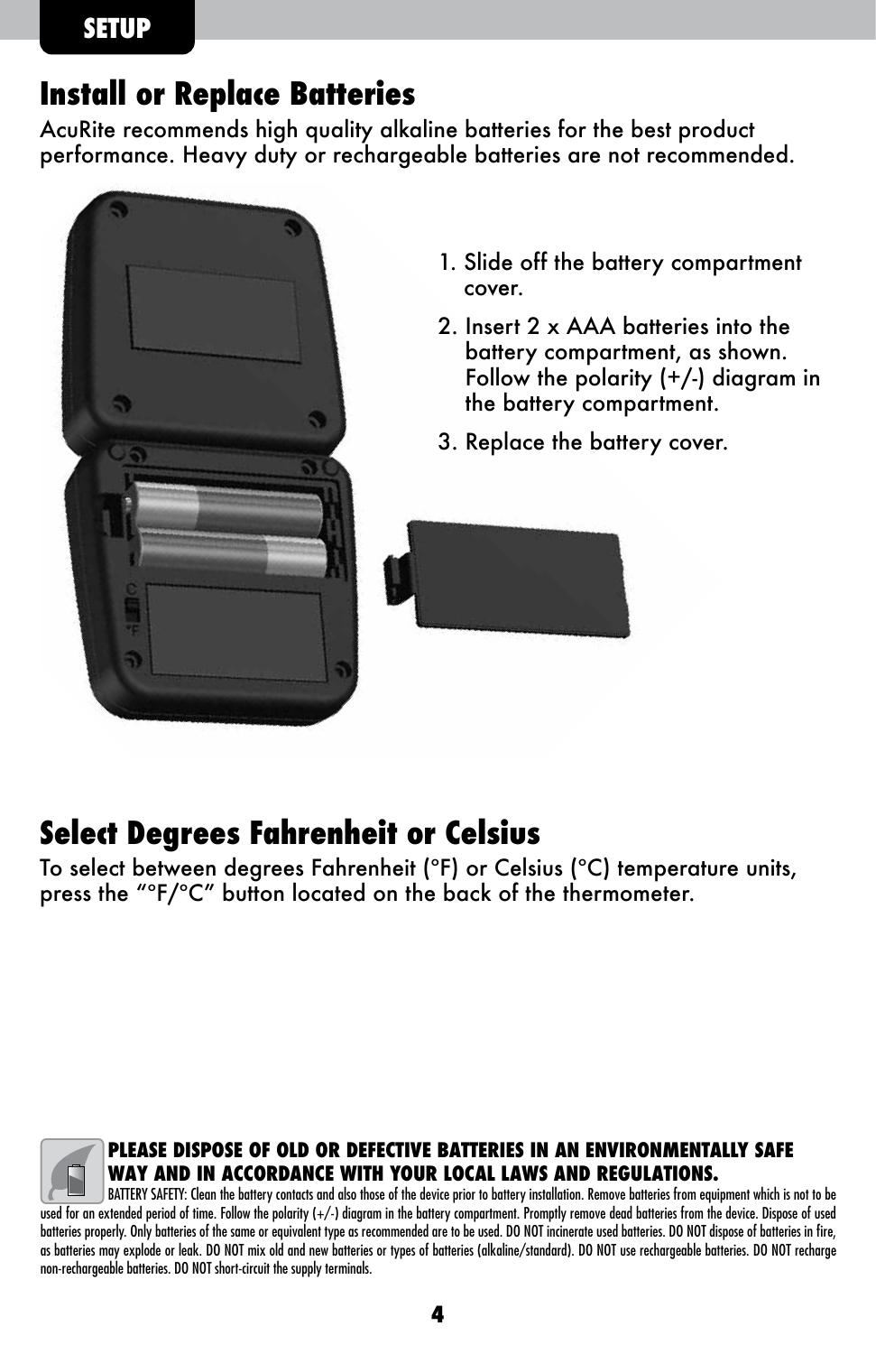## SETUP

# Install or Replace Batteries

AcuRite recommends high quality alkaline batteries for the best product performance. Heavy duty or rechargeable batteries are not recommended.

1. Slide off the battery compartment cover.
2. Insert 2 x AAA batteries into the battery compartment, as shown. Follow the polarity (+/-) diagram in the battery compartment.
3. Replace the battery cover.

# Select Degrees Fahrenheit or Celsius

To select between degrees Fahrenheit (°F) or Celsius (°C) temperature units, press the “°F/°C” button located on the back of the thermometer.

**PLEASE DISPOSE OF OLD OR DEFECTIVE BATTERIES IN AN ENVIRONMENTALLY SAFE WAY AND IN ACCORDANCE WITH YOUR LOCAL LAWS AND REGULATIONS.**

BATTERY SAFETY: Clean the battery contacts and also those of the device prior to battery installation. Remove batteries from equipment which is not to be used for an extended period of time. Follow the polarity (+/-) diagram in the battery compartment. Promptly remove dead batteries from the device. Dispose of used batteries properly. Only batteries of the same or equivalent type as recommended are to be used. DO NOT incinerate used batteries. DO NOT dispose of batteries in fire, as batteries may explode or leak. DO NOT mix old and new batteries or types of batteries (alkaline/standard). DO NOT use rechargeable batteries. DO NOT recharge non-rechargeable batteries. DO NOT short-circuit the supply terminals.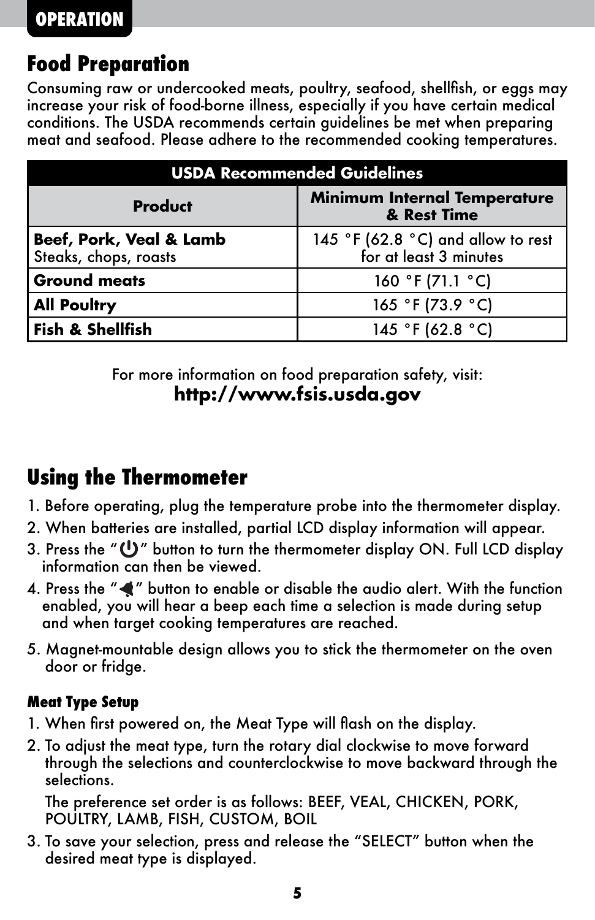## OPERATION

# Food Preparation

Consuming raw or undercooked meats, poultry, seafood, shellfish, or eggs may increase your risk of food-borne illness, especially if you have certain medical conditions. The USDA recommends certain guidelines be met when preparing meat and seafood. Please adhere to the recommended cooking temperatures.

| USDA Recommended Guidelines | |
|---|---|
| **Product** | **Minimum Internal Temperature & Rest Time** |
| **Beef, Pork, Veal & Lamb** Steaks, chops, roasts | 145 °F (62.8 °C) and allow to rest for at least 3 minutes |
| **Ground meats** | 160 °F (71.1 °C) |
| **All Poultry** | 165 °F (73.9 °C) |
| **Fish & Shellfish** | 145 °F (62.8 °C) |

For more information on food preparation safety, visit:
**http://www.fsis.usda.gov**

# Using the Thermometer

1. Before operating, plug the temperature probe into the thermometer display.
2. When batteries are installed, partial LCD display information will appear.
3. Press the "⏻" button to turn the thermometer display ON. Full LCD display information can then be viewed.
4. Press the "🔔" button to enable or disable the audio alert. With the function enabled, you will hear a beep each time a selection is made during setup and when target cooking temperatures are reached.
5. Magnet-mountable design allows you to stick the thermometer on the oven door or fridge.

### Meat Type Setup

1. When first powered on, the Meat Type will flash on the display.
2. To adjust the meat type, turn the rotary dial clockwise to move forward through the selections and counterclockwise to move backward through the selections.

   The preference set order is as follows: BEEF, VEAL, CHICKEN, PORK, POULTRY, LAMB, FISH, CUSTOM, BOIL
3. To save your selection, press and release the "SELECT" button when the desired meat type is displayed.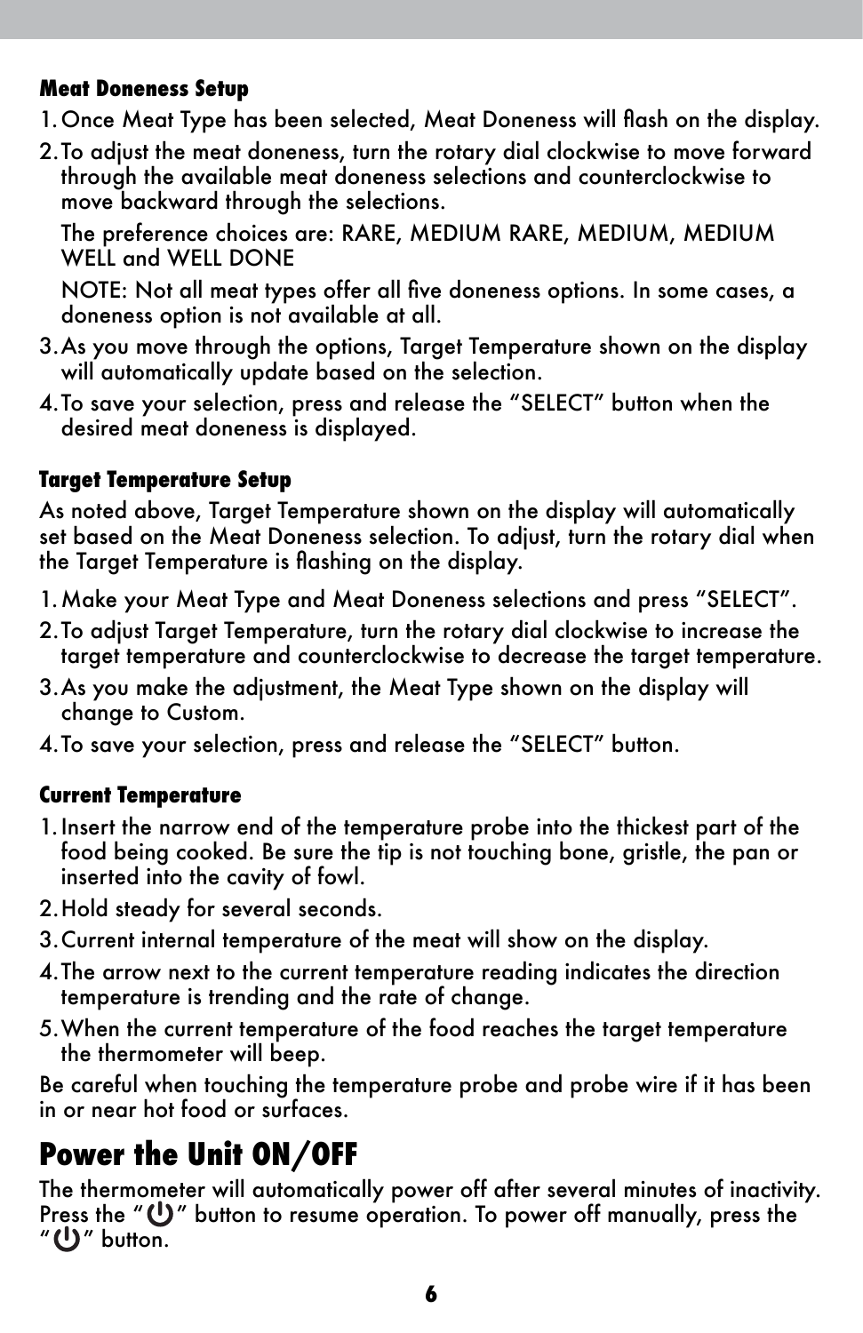### Meat Doneness Setup

1. Once Meat Type has been selected, Meat Doneness will flash on the display.
2. To adjust the meat doneness, turn the rotary dial clockwise to move forward through the available meat doneness selections and counterclockwise to move backward through the selections.

   The preference choices are: RARE, MEDIUM RARE, MEDIUM, MEDIUM WELL and WELL DONE

   NOTE: Not all meat types offer all five doneness options. In some cases, a doneness option is not available at all.
3. As you move through the options, Target Temperature shown on the display will automatically update based on the selection.
4. To save your selection, press and release the "SELECT" button when the desired meat doneness is displayed.

### Target Temperature Setup

As noted above, Target Temperature shown on the display will automatically set based on the Meat Doneness selection. To adjust, turn the rotary dial when the Target Temperature is flashing on the display.

1. Make your Meat Type and Meat Doneness selections and press "SELECT".
2. To adjust Target Temperature, turn the rotary dial clockwise to increase the target temperature and counterclockwise to decrease the target temperature.
3. As you make the adjustment, the Meat Type shown on the display will change to Custom.
4. To save your selection, press and release the "SELECT" button.

### Current Temperature

1. Insert the narrow end of the temperature probe into the thickest part of the food being cooked. Be sure the tip is not touching bone, gristle, the pan or inserted into the cavity of fowl.
2. Hold steady for several seconds.
3. Current internal temperature of the meat will show on the display.
4. The arrow next to the current temperature reading indicates the direction temperature is trending and the rate of change.
5. When the current temperature of the food reaches the target temperature the thermometer will beep.

Be careful when touching the temperature probe and probe wire if it has been in or near hot food or surfaces.

## Power the Unit ON/OFF

The thermometer will automatically power off after several minutes of inactivity. Press the "⏻" button to resume operation. To power off manually, press the "⏻" button.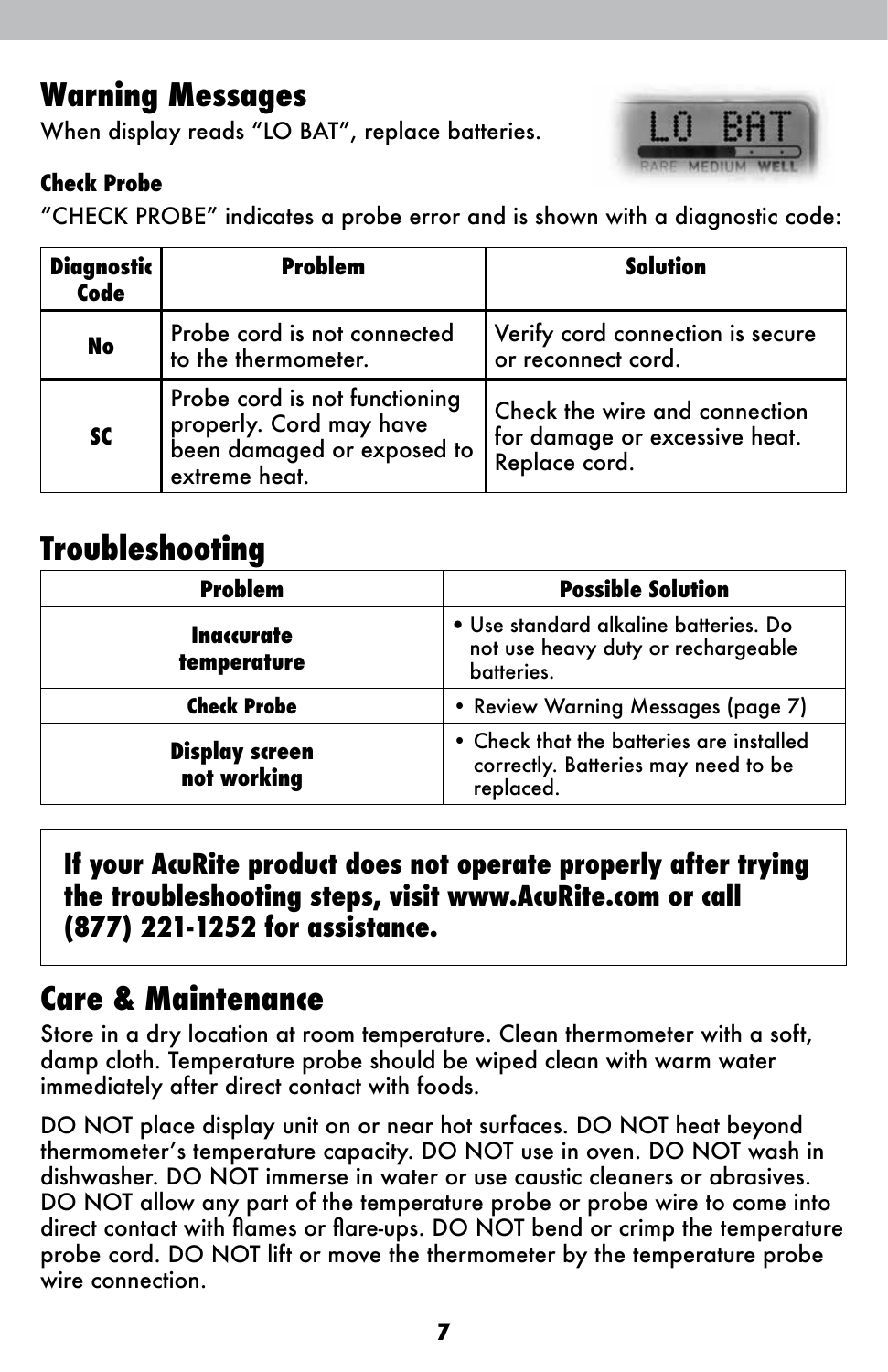## Warning Messages

When display reads "LO BAT", replace batteries.

### Check Probe

"CHECK PROBE" indicates a probe error and is shown with a diagnostic code:

| Diagnostic Code | Problem | Solution |
|---|---|---|
| **No** | Probe cord is not connected to the thermometer. | Verify cord connection is secure or reconnect cord. |
| **SC** | Probe cord is not functioning properly. Cord may have been damaged or exposed to extreme heat. | Check the wire and connection for damage or excessive heat. Replace cord. |

## Troubleshooting

| Problem | Possible Solution |
|---|---|
| **Inaccurate temperature** | • Use standard alkaline batteries. Do not use heavy duty or rechargeable batteries. |
| **Check Probe** | • Review Warning Messages (page 7) |
| **Display screen not working** | • Check that the batteries are installed correctly. Batteries may need to be replaced. |

**If your AcuRite product does not operate properly after trying the troubleshooting steps, visit www.AcuRite.com or call (877) 221-1252 for assistance.**

## Care & Maintenance

Store in a dry location at room temperature. Clean thermometer with a soft, damp cloth. Temperature probe should be wiped clean with warm water immediately after direct contact with foods.

DO NOT place display unit on or near hot surfaces. DO NOT heat beyond thermometer's temperature capacity. DO NOT use in oven. DO NOT wash in dishwasher. DO NOT immerse in water or use caustic cleaners or abrasives. DO NOT allow any part of the temperature probe or probe wire to come into direct contact with flames or flare-ups. DO NOT bend or crimp the temperature probe cord. DO NOT lift or move the thermometer by the temperature probe wire connection.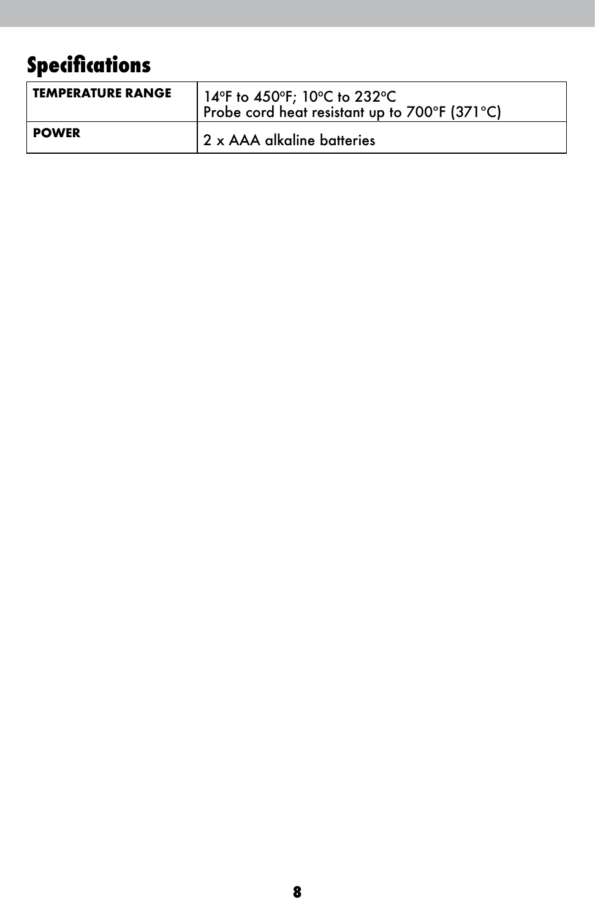# Specifications

| | |
|---|---|
| **TEMPERATURE RANGE** | 14ºF to 450ºF; 10ºC to 232ºC<br>Probe cord heat resistant up to 700°F (371°C) |
| **POWER** | 2 x AAA alkaline batteries |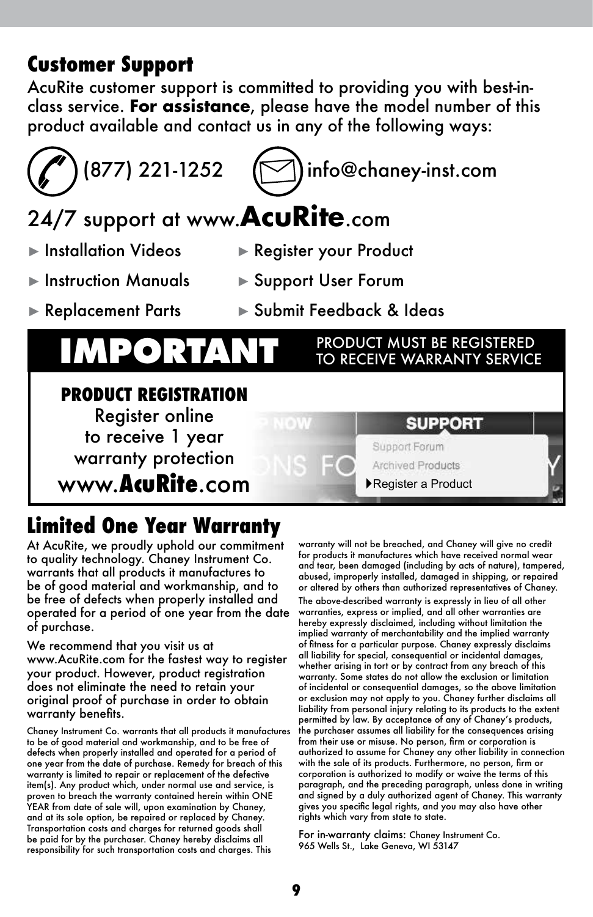## Customer Support

AcuRite customer support is committed to providing you with best-in-class service. **For assistance**, please have the model number of this product available and contact us in any of the following ways:

(877) 221-1252    info@chaney-inst.com

24/7 support at www.**AcuRite**.com

- ► Installation Videos
- ► Instruction Manuals
- ► Replacement Parts
- ► Register your Product
- ► Support User Forum
- ► Submit Feedback & Ideas

# IMPORTANT

PRODUCT MUST BE REGISTERED TO RECEIVE WARRANTY SERVICE

**PRODUCT REGISTRATION**

Register online to receive 1 year warranty protection

www.**AcuRite**.com

SUPPORT
- Support Forum
- Archived Products
- ▸Register a Product

## Limited One Year Warranty

At AcuRite, we proudly uphold our commitment to quality technology. Chaney Instrument Co. warrants that all products it manufactures to be of good material and workmanship, and to be free of defects when properly installed and operated for a period of one year from the date of purchase.

We recommend that you visit us at www.AcuRite.com for the fastest way to register your product. However, product registration does not eliminate the need to retain your original proof of purchase in order to obtain warranty benefits.

Chaney Instrument Co. warrants that all products it manufactures to be of good material and workmanship, and to be free of defects when properly installed and operated for a period of one year from the date of purchase. Remedy for breach of this warranty is limited to repair or replacement of the defective item(s). Any product which, under normal use and service, is proven to breach the warranty contained herein within ONE YEAR from date of sale will, upon examination by Chaney, and at its sole option, be repaired or replaced by Chaney. Transportation costs and charges for returned goods shall be paid for by the purchaser. Chaney hereby disclaims all responsibility for such transportation costs and charges. This warranty will not be breached, and Chaney will give no credit for products it manufactures which have received normal wear and tear, been damaged (including by acts of nature), tampered, abused, improperly installed, damaged in shipping, or repaired or altered by others than authorized representatives of Chaney.

The above-described warranty is expressly in lieu of all other warranties, express or implied, and all other warranties are hereby expressly disclaimed, including without limitation the implied warranty of merchantability and the implied warranty of fitness for a particular purpose. Chaney expressly disclaims all liability for special, consequential or incidental damages, whether arising in tort or by contract from any breach of this warranty. Some states do not allow the exclusion or limitation of incidental or consequential damages, so the above limitation or exclusion may not apply to you. Chaney further disclaims all liability from personal injury relating to its products to the extent permitted by law. By acceptance of any of Chaney's products, the purchaser assumes all liability for the consequences arising from their use or misuse. No person, firm or corporation is authorized to assume for Chaney any other liability in connection with the sale of its products. Furthermore, no person, firm or corporation is authorized to modify or waive the terms of this paragraph, and the preceding paragraph, unless done in writing and signed by a duly authorized agent of Chaney. This warranty gives you specific legal rights, and you may also have other rights which vary from state to state.

For in-warranty claims: Chaney Instrument Co.
965 Wells St., Lake Geneva, WI 53147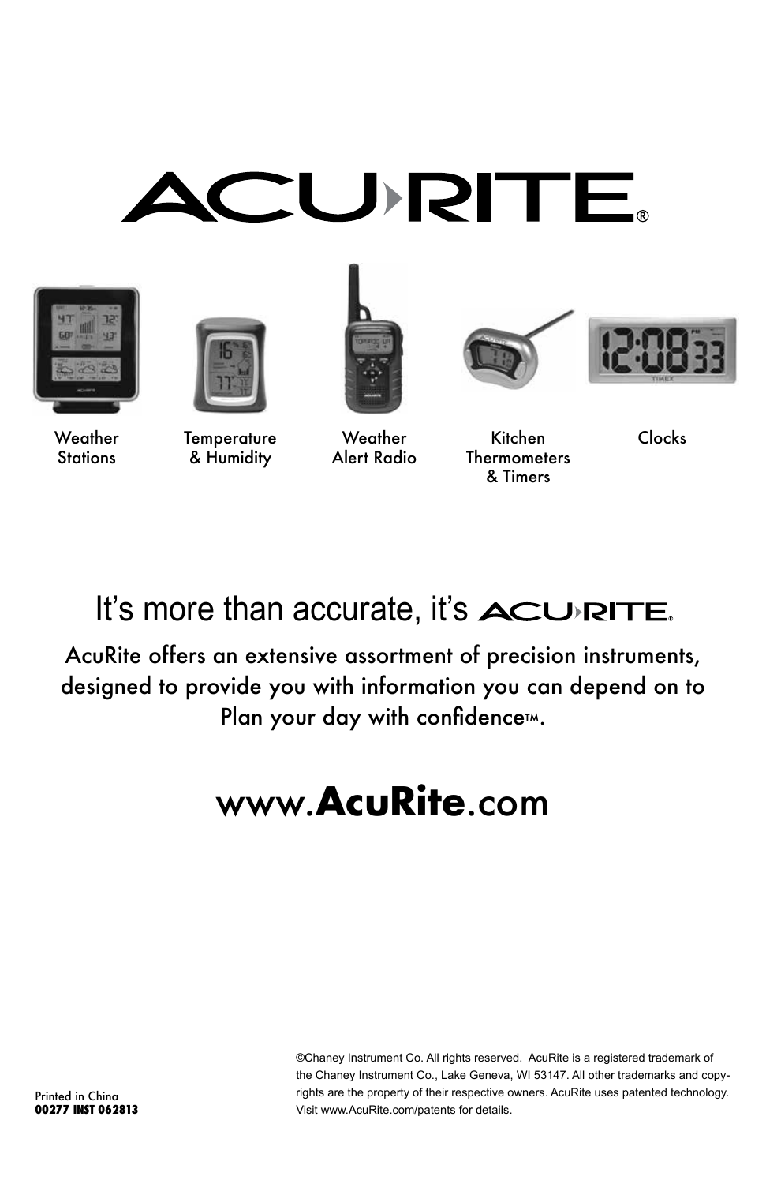# ACURITE®

Weather Stations

Temperature & Humidity

Weather Alert Radio

Kitchen Thermometers & Timers

Clocks

## It's more than accurate, it's ACURITE®

AcuRite offers an extensive assortment of precision instruments, designed to provide you with information you can depend on to Plan your day with confidence™.

## www.**AcuRite**.com

Printed in China
**00277 INST 062813**

©Chaney Instrument Co. All rights reserved. AcuRite is a registered trademark of the Chaney Instrument Co., Lake Geneva, WI 53147. All other trademarks and copyrights are the property of their respective owners. AcuRite uses patented technology. Visit www.AcuRite.com/patents for details.